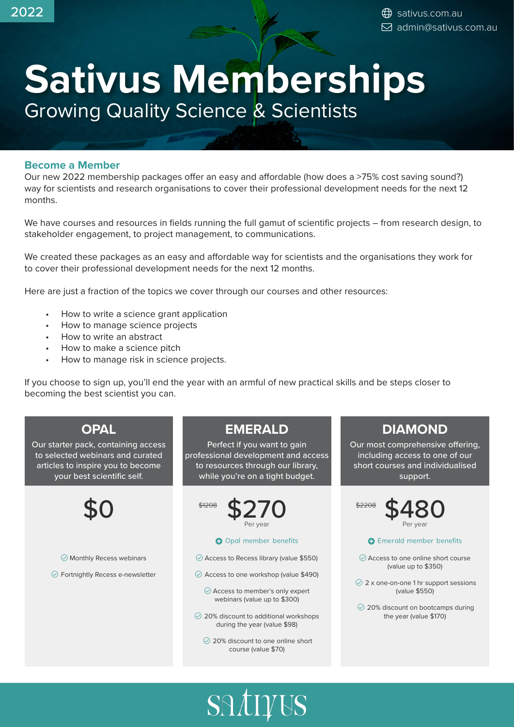2022

sativus.com.au
admin@sativus.com.au

# Sativus Memberships

## Growing Quality Science & Scientists

### Become a Member

Our new 2022 membership packages offer an easy and affordable (how does a >75% cost saving sound?) way for scientists and research organisations to cover their professional development needs for the next 12 months.

We have courses and resources in fields running the full gamut of scientific projects – from research design, to stakeholder engagement, to project management, to communications.

We created these packages as an easy and affordable way for scientists and the organisations they work for to cover their professional development needs for the next 12 months.

Here are just a fraction of the topics we cover through our courses and other resources:

- How to write a science grant application
- How to manage science projects
- How to write an abstract
- How to make a science pitch
- How to manage risk in science projects.

If you choose to sign up, you'll end the year with an armful of new practical skills and be steps closer to becoming the best scientist you can.

### OPAL

Our starter pack, containing access to selected webinars and curated articles to inspire you to become your best scientific self.

**$0**

- Monthly Recess webinars
- Fortnightly Recess e-newsletter

### EMERALD

Perfect if you want to gain professional development and access to resources through our library, while you're on a tight budget.

~~$1208~~ **$270** Per year

- Opal member benefits
- Access to Recess library (value $550)
- Access to one workshop (value $490)
- Access to member's only expert webinars (value up to $300)
- 20% discount to additional workshops during the year (value $98)
- 20% discount to one online short course (value $70)

### DIAMOND

Our most comprehensive offering, including access to one of our short courses and individualised support.

~~$2208~~ **$480** Per year

- Emerald member benefits
- Access to one online short course (value up to $350)
- 2 x one-on-one 1 hr support sessions (value $550)
- 20% discount on bootcamps during the year (value $170)

sativus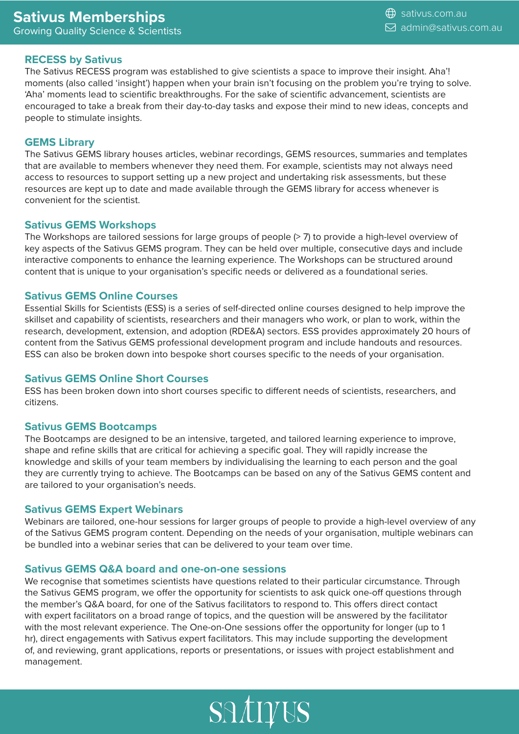## RECESS by Sativus

The Sativus RECESS program was established to give scientists a space to improve their insight. Aha'! moments (also called 'insight') happen when your brain isn't focusing on the problem you're trying to solve. 'Aha' moments lead to scientific breakthroughs. For the sake of scientific advancement, scientists are encouraged to take a break from their day-to-day tasks and expose their mind to new ideas, concepts and people to stimulate insights.

## GEMS Library

The Sativus GEMS library houses articles, webinar recordings, GEMS resources, summaries and templates that are available to members whenever they need them. For example, scientists may not always need access to resources to support setting up a new project and undertaking risk assessments, but these resources are kept up to date and made available through the GEMS library for access whenever is convenient for the scientist.

## Sativus GEMS Workshops

The Workshops are tailored sessions for large groups of people (> 7) to provide a high-level overview of key aspects of the Sativus GEMS program. They can be held over multiple, consecutive days and include interactive components to enhance the learning experience. The Workshops can be structured around content that is unique to your organisation's specific needs or delivered as a foundational series.

## Sativus GEMS Online Courses

Essential Skills for Scientists (ESS) is a series of self-directed online courses designed to help improve the skillset and capability of scientists, researchers and their managers who work, or plan to work, within the research, development, extension, and adoption (RDE&A) sectors. ESS provides approximately 20 hours of content from the Sativus GEMS professional development program and include handouts and resources. ESS can also be broken down into bespoke short courses specific to the needs of your organisation.

## Sativus GEMS Online Short Courses

ESS has been broken down into short courses specific to different needs of scientists, researchers, and citizens.

## Sativus GEMS Bootcamps

The Bootcamps are designed to be an intensive, targeted, and tailored learning experience to improve, shape and refine skills that are critical for achieving a specific goal. They will rapidly increase the knowledge and skills of your team members by individualising the learning to each person and the goal they are currently trying to achieve. The Bootcamps can be based on any of the Sativus GEMS content and are tailored to your organisation's needs.

## Sativus GEMS Expert Webinars

Webinars are tailored, one-hour sessions for larger groups of people to provide a high-level overview of any of the Sativus GEMS program content. Depending on the needs of your organisation, multiple webinars can be bundled into a webinar series that can be delivered to your team over time.

## Sativus GEMS Q&A board and one-on-one sessions

We recognise that sometimes scientists have questions related to their particular circumstance. Through the Sativus GEMS program, we offer the opportunity for scientists to ask quick one-off questions through the member's Q&A board, for one of the Sativus facilitators to respond to. This offers direct contact with expert facilitators on a broad range of topics, and the question will be answered by the facilitator with the most relevant experience. The One-on-One sessions offer the opportunity for longer (up to 1 hr), direct engagements with Sativus expert facilitators. This may include supporting the development of, and reviewing, grant applications, reports or presentations, or issues with project establishment and management.